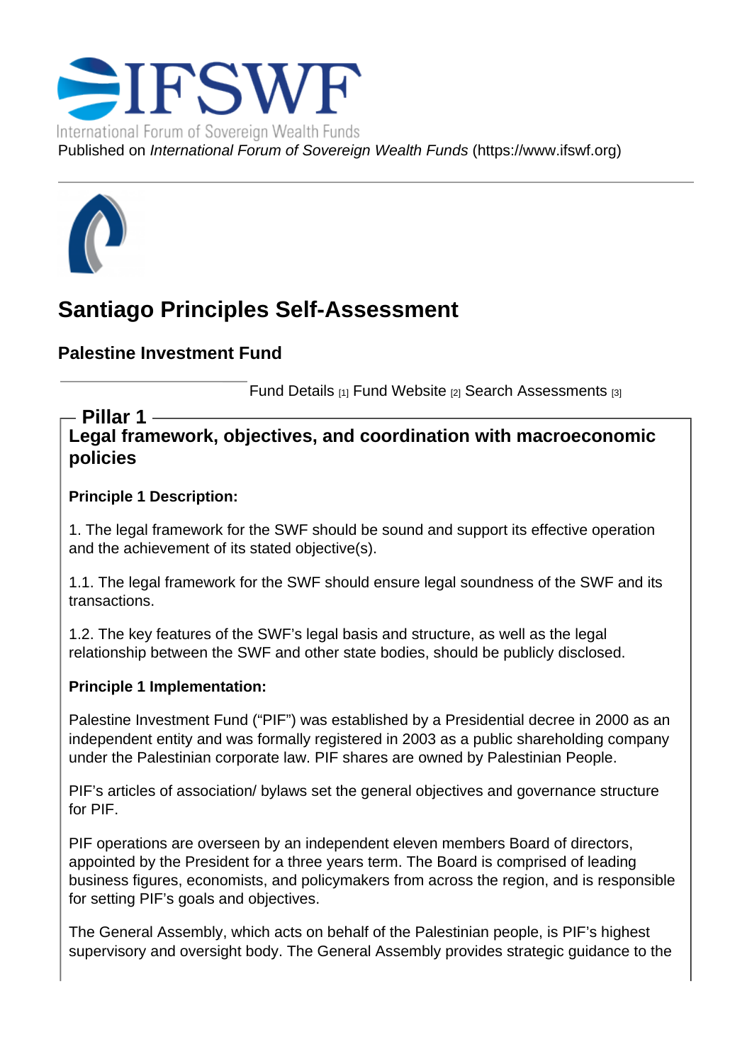International Forum of Sovereign Wealth Funds

Published on *International Forum of Sovereign Wealth Funds* (https://www.ifswf.org)

# Santiago Principles Self-Assessment

## Palestine Investment Fund

Fund Details [1] Fund Website [2] Search Assessments [3]

## Pillar 1

### Legal framework, objectives, and coordination with macroeconomic policies

**Principle 1 Description:**

1. The legal framework for the SWF should be sound and support its effective operation and the achievement of its stated objective(s).

1.1. The legal framework for the SWF should ensure legal soundness of the SWF and its transactions.

1.2. The key features of the SWF's legal basis and structure, as well as the legal relationship between the SWF and other state bodies, should be publicly disclosed.

**Principle 1 Implementation:**

Palestine Investment Fund ("PIF") was established by a Presidential decree in 2000 as an independent entity and was formally registered in 2003 as a public shareholding company under the Palestinian corporate law. PIF shares are owned by Palestinian People.

PIF's articles of association/ bylaws set the general objectives and governance structure for PIF.

PIF operations are overseen by an independent eleven members Board of directors, appointed by the President for a three years term. The Board is comprised of leading business figures, economists, and policymakers from across the region, and is responsible for setting PIF's goals and objectives.

The General Assembly, which acts on behalf of the Palestinian people, is PIF's highest supervisory and oversight body. The General Assembly provides strategic guidance to the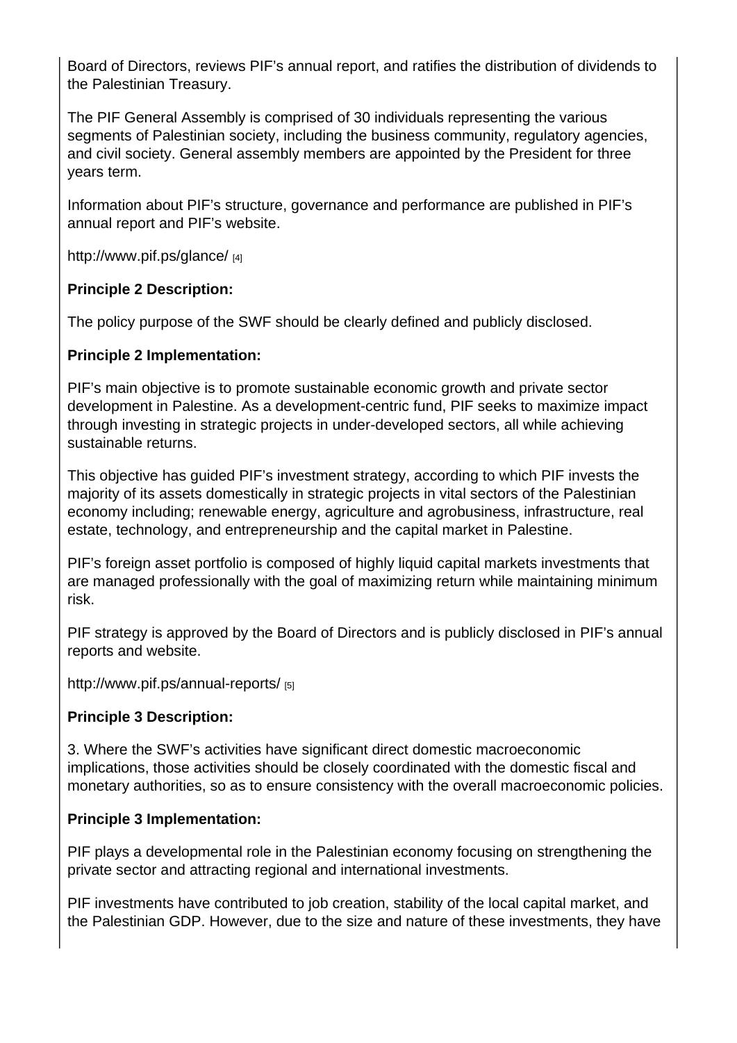Board of Directors, reviews PIF's annual report, and ratifies the distribution of dividends to the Palestinian Treasury.

The PIF General Assembly is comprised of 30 individuals representing the various segments of Palestinian society, including the business community, regulatory agencies, and civil society. General assembly members are appointed by the President for three years term.

Information about PIF's structure, governance and performance are published in PIF's annual report and PIF's website.

http://www.pif.ps/glance/ [4]

**Principle 2 Description:**

The policy purpose of the SWF should be clearly defined and publicly disclosed.

**Principle 2 Implementation:**

PIF's main objective is to promote sustainable economic growth and private sector development in Palestine. As a development-centric fund, PIF seeks to maximize impact through investing in strategic projects in under-developed sectors, all while achieving sustainable returns.

This objective has guided PIF's investment strategy, according to which PIF invests the majority of its assets domestically in strategic projects in vital sectors of the Palestinian economy including; renewable energy, agriculture and agrobusiness, infrastructure, real estate, technology, and entrepreneurship and the capital market in Palestine.

PIF's foreign asset portfolio is composed of highly liquid capital markets investments that are managed professionally with the goal of maximizing return while maintaining minimum risk.

PIF strategy is approved by the Board of Directors and is publicly disclosed in PIF's annual reports and website.

http://www.pif.ps/annual-reports/ [5]

**Principle 3 Description:**

3. Where the SWF's activities have significant direct domestic macroeconomic implications, those activities should be closely coordinated with the domestic fiscal and monetary authorities, so as to ensure consistency with the overall macroeconomic policies.

**Principle 3 Implementation:**

PIF plays a developmental role in the Palestinian economy focusing on strengthening the private sector and attracting regional and international investments.

PIF investments have contributed to job creation, stability of the local capital market, and the Palestinian GDP. However, due to the size and nature of these investments, they have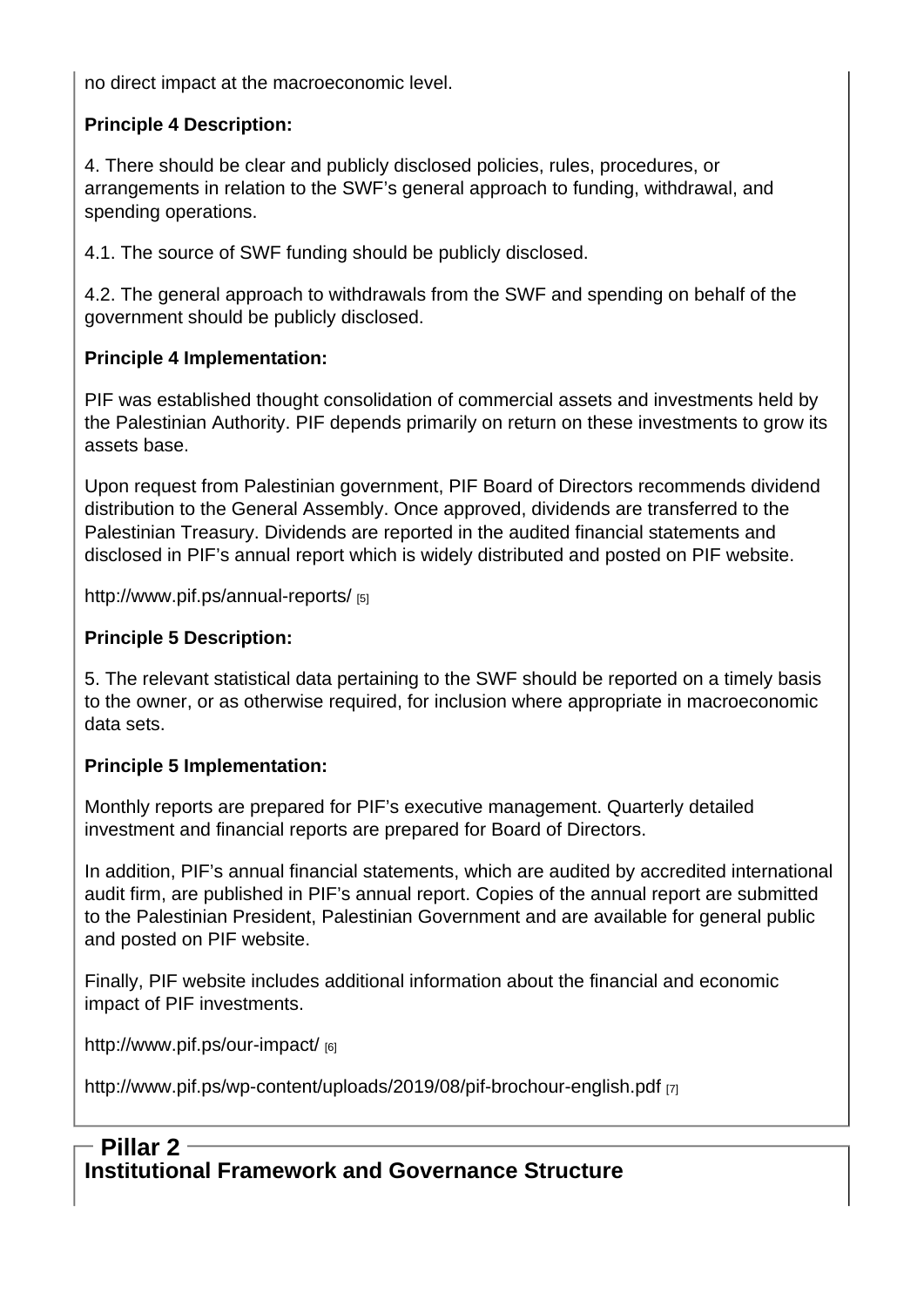no direct impact at the macroeconomic level.

**Principle 4 Description:**

4. There should be clear and publicly disclosed policies, rules, procedures, or arrangements in relation to the SWF's general approach to funding, withdrawal, and spending operations.

4.1. The source of SWF funding should be publicly disclosed.

4.2. The general approach to withdrawals from the SWF and spending on behalf of the government should be publicly disclosed.

**Principle 4 Implementation:**

PIF was established thought consolidation of commercial assets and investments held by the Palestinian Authority. PIF depends primarily on return on these investments to grow its assets base.

Upon request from Palestinian government, PIF Board of Directors recommends dividend distribution to the General Assembly. Once approved, dividends are transferred to the Palestinian Treasury. Dividends are reported in the audited financial statements and disclosed in PIF's annual report which is widely distributed and posted on PIF website.

http://www.pif.ps/annual-reports/ [5]

**Principle 5 Description:**

5. The relevant statistical data pertaining to the SWF should be reported on a timely basis to the owner, or as otherwise required, for inclusion where appropriate in macroeconomic data sets.

**Principle 5 Implementation:**

Monthly reports are prepared for PIF's executive management. Quarterly detailed investment and financial reports are prepared for Board of Directors.

In addition, PIF's annual financial statements, which are audited by accredited international audit firm, are published in PIF's annual report. Copies of the annual report are submitted to the Palestinian President, Palestinian Government and are available for general public and posted on PIF website.

Finally, PIF website includes additional information about the financial and economic impact of PIF investments.

http://www.pif.ps/our-impact/ [6]

http://www.pif.ps/wp-content/uploads/2019/08/pif-brochour-english.pdf [7]

## Pillar 2

### Institutional Framework and Governance Structure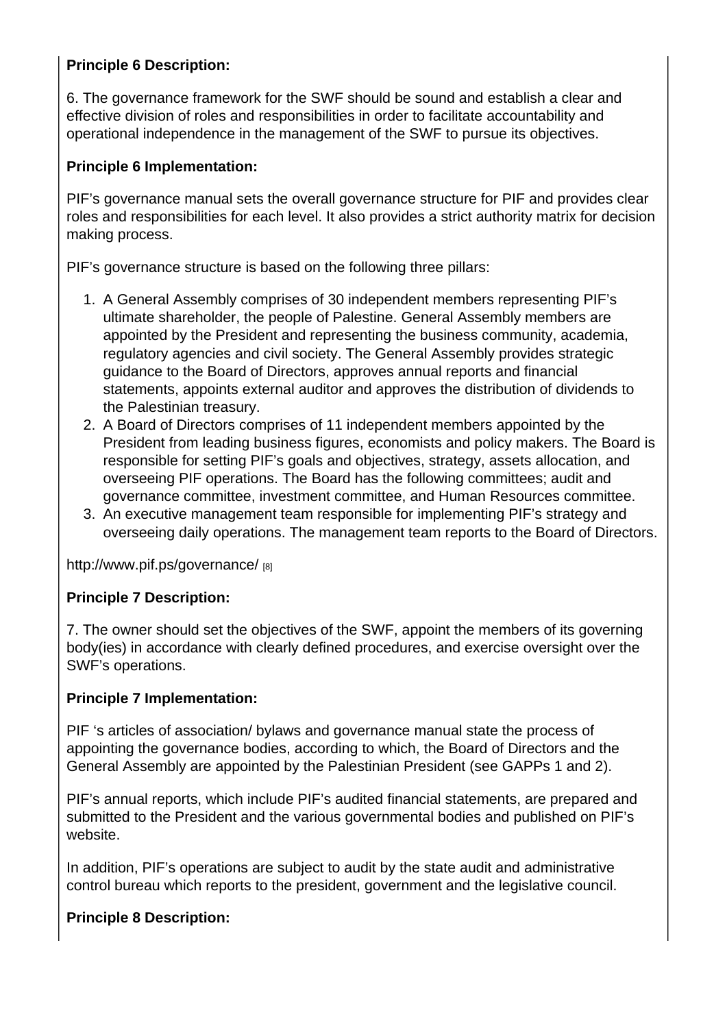**Principle 6 Description:**

6. The governance framework for the SWF should be sound and establish a clear and effective division of roles and responsibilities in order to facilitate accountability and operational independence in the management of the SWF to pursue its objectives.

**Principle 6 Implementation:**

PIF's governance manual sets the overall governance structure for PIF and provides clear roles and responsibilities for each level. It also provides a strict authority matrix for decision making process.

PIF's governance structure is based on the following three pillars:

1. A General Assembly comprises of 30 independent members representing PIF's ultimate shareholder, the people of Palestine. General Assembly members are appointed by the President and representing the business community, academia, regulatory agencies and civil society. The General Assembly provides strategic guidance to the Board of Directors, approves annual reports and financial statements, appoints external auditor and approves the distribution of dividends to the Palestinian treasury.
2. A Board of Directors comprises of 11 independent members appointed by the President from leading business figures, economists and policy makers. The Board is responsible for setting PIF's goals and objectives, strategy, assets allocation, and overseeing PIF operations. The Board has the following committees; audit and governance committee, investment committee, and Human Resources committee.
3. An executive management team responsible for implementing PIF's strategy and overseeing daily operations. The management team reports to the Board of Directors.

http://www.pif.ps/governance/ [8]

**Principle 7 Description:**

7. The owner should set the objectives of the SWF, appoint the members of its governing body(ies) in accordance with clearly defined procedures, and exercise oversight over the SWF's operations.

**Principle 7 Implementation:**

PIF 's articles of association/ bylaws and governance manual state the process of appointing the governance bodies, according to which, the Board of Directors and the General Assembly are appointed by the Palestinian President (see GAPPs 1 and 2).

PIF's annual reports, which include PIF's audited financial statements, are prepared and submitted to the President and the various governmental bodies and published on PIF's website.

In addition, PIF's operations are subject to audit by the state audit and administrative control bureau which reports to the president, government and the legislative council.

**Principle 8 Description:**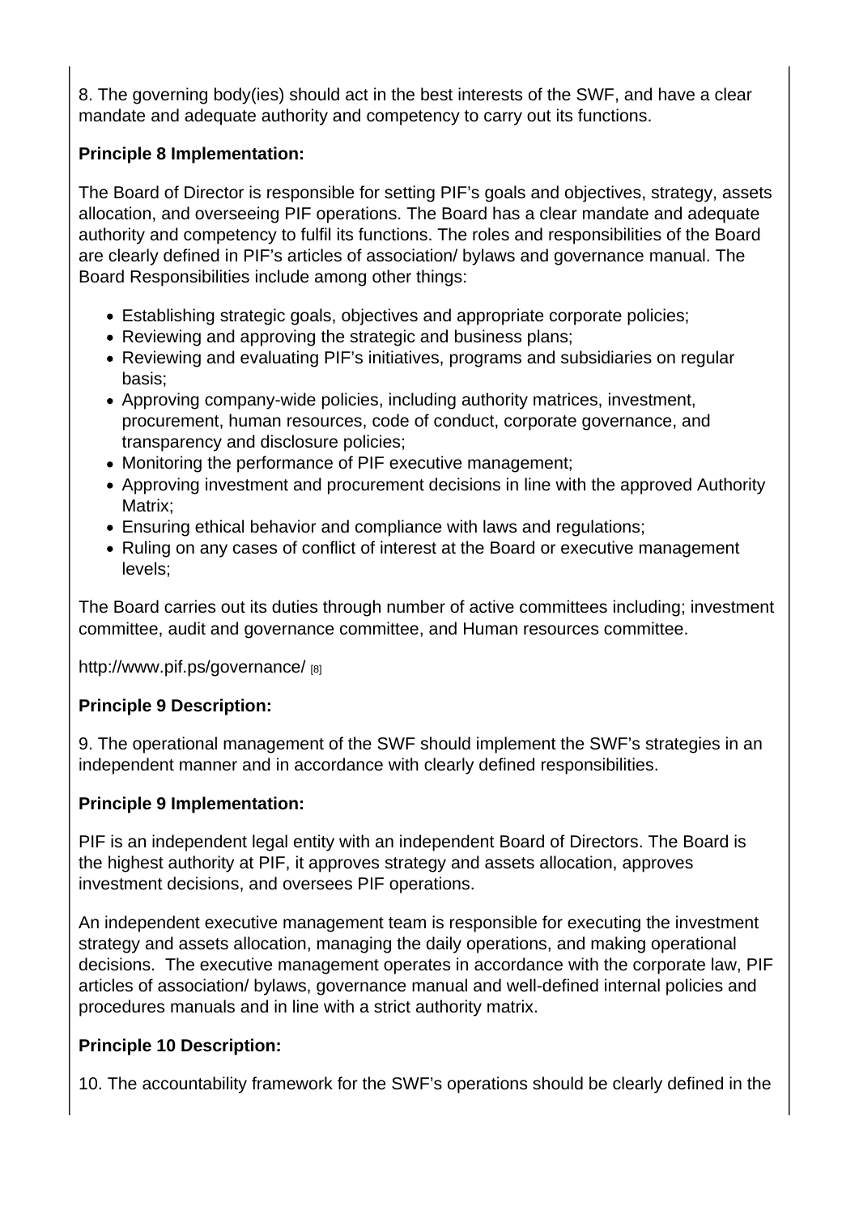8. The governing body(ies) should act in the best interests of the SWF, and have a clear mandate and adequate authority and competency to carry out its functions.

**Principle 8 Implementation:**

The Board of Director is responsible for setting PIF's goals and objectives, strategy, assets allocation, and overseeing PIF operations. The Board has a clear mandate and adequate authority and competency to fulfil its functions. The roles and responsibilities of the Board are clearly defined in PIF's articles of association/ bylaws and governance manual. The Board Responsibilities include among other things:

- Establishing strategic goals, objectives and appropriate corporate policies;
- Reviewing and approving the strategic and business plans;
- Reviewing and evaluating PIF's initiatives, programs and subsidiaries on regular basis;
- Approving company-wide policies, including authority matrices, investment, procurement, human resources, code of conduct, corporate governance, and transparency and disclosure policies;
- Monitoring the performance of PIF executive management;
- Approving investment and procurement decisions in line with the approved Authority Matrix;
- Ensuring ethical behavior and compliance with laws and regulations;
- Ruling on any cases of conflict of interest at the Board or executive management levels;

The Board carries out its duties through number of active committees including; investment committee, audit and governance committee, and Human resources committee.

http://www.pif.ps/governance/ [8]

**Principle 9 Description:**

9. The operational management of the SWF should implement the SWF's strategies in an independent manner and in accordance with clearly defined responsibilities.

**Principle 9 Implementation:**

PIF is an independent legal entity with an independent Board of Directors. The Board is the highest authority at PIF, it approves strategy and assets allocation, approves investment decisions, and oversees PIF operations.

An independent executive management team is responsible for executing the investment strategy and assets allocation, managing the daily operations, and making operational decisions. The executive management operates in accordance with the corporate law, PIF articles of association/ bylaws, governance manual and well-defined internal policies and procedures manuals and in line with a strict authority matrix.

**Principle 10 Description:**

10. The accountability framework for the SWF's operations should be clearly defined in the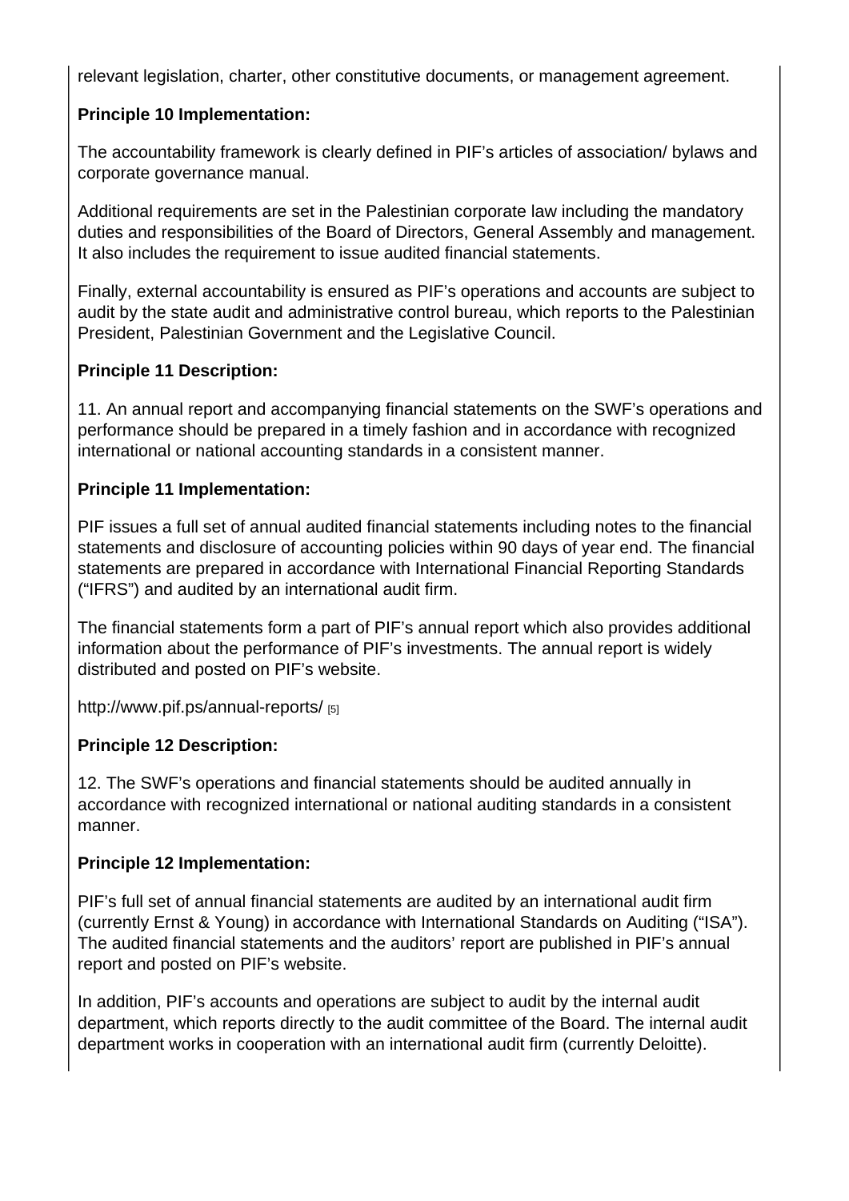relevant legislation, charter, other constitutive documents, or management agreement.

**Principle 10 Implementation:**

The accountability framework is clearly defined in PIF's articles of association/ bylaws and corporate governance manual.

Additional requirements are set in the Palestinian corporate law including the mandatory duties and responsibilities of the Board of Directors, General Assembly and management. It also includes the requirement to issue audited financial statements.

Finally, external accountability is ensured as PIF's operations and accounts are subject to audit by the state audit and administrative control bureau, which reports to the Palestinian President, Palestinian Government and the Legislative Council.

**Principle 11 Description:**

11. An annual report and accompanying financial statements on the SWF's operations and performance should be prepared in a timely fashion and in accordance with recognized international or national accounting standards in a consistent manner.

**Principle 11 Implementation:**

PIF issues a full set of annual audited financial statements including notes to the financial statements and disclosure of accounting policies within 90 days of year end. The financial statements are prepared in accordance with International Financial Reporting Standards ("IFRS") and audited by an international audit firm.

The financial statements form a part of PIF's annual report which also provides additional information about the performance of PIF's investments. The annual report is widely distributed and posted on PIF's website.

http://www.pif.ps/annual-reports/ [5]

**Principle 12 Description:**

12. The SWF's operations and financial statements should be audited annually in accordance with recognized international or national auditing standards in a consistent manner.

**Principle 12 Implementation:**

PIF's full set of annual financial statements are audited by an international audit firm (currently Ernst & Young) in accordance with International Standards on Auditing ("ISA"). The audited financial statements and the auditors' report are published in PIF's annual report and posted on PIF's website.

In addition, PIF's accounts and operations are subject to audit by the internal audit department, which reports directly to the audit committee of the Board. The internal audit department works in cooperation with an international audit firm (currently Deloitte).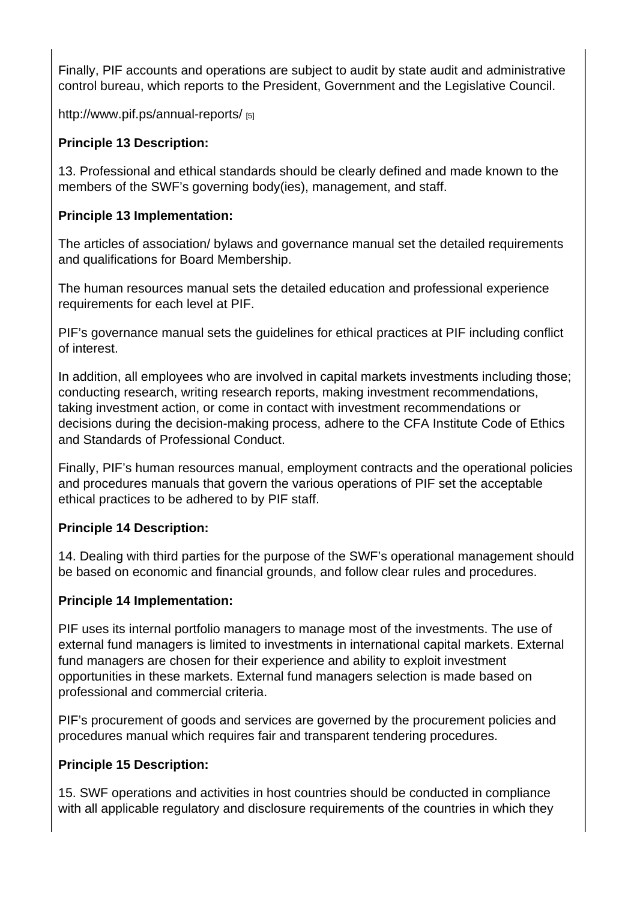Finally, PIF accounts and operations are subject to audit by state audit and administrative control bureau, which reports to the President, Government and the Legislative Council.

http://www.pif.ps/annual-reports/ [5]

**Principle 13 Description:**

13. Professional and ethical standards should be clearly defined and made known to the members of the SWF's governing body(ies), management, and staff.

**Principle 13 Implementation:**

The articles of association/ bylaws and governance manual set the detailed requirements and qualifications for Board Membership.

The human resources manual sets the detailed education and professional experience requirements for each level at PIF.

PIF's governance manual sets the guidelines for ethical practices at PIF including conflict of interest.

In addition, all employees who are involved in capital markets investments including those; conducting research, writing research reports, making investment recommendations, taking investment action, or come in contact with investment recommendations or decisions during the decision-making process, adhere to the CFA Institute Code of Ethics and Standards of Professional Conduct.

Finally, PIF's human resources manual, employment contracts and the operational policies and procedures manuals that govern the various operations of PIF set the acceptable ethical practices to be adhered to by PIF staff.

**Principle 14 Description:**

14. Dealing with third parties for the purpose of the SWF's operational management should be based on economic and financial grounds, and follow clear rules and procedures.

**Principle 14 Implementation:**

PIF uses its internal portfolio managers to manage most of the investments. The use of external fund managers is limited to investments in international capital markets. External fund managers are chosen for their experience and ability to exploit investment opportunities in these markets. External fund managers selection is made based on professional and commercial criteria.

PIF's procurement of goods and services are governed by the procurement policies and procedures manual which requires fair and transparent tendering procedures.

**Principle 15 Description:**

15. SWF operations and activities in host countries should be conducted in compliance with all applicable regulatory and disclosure requirements of the countries in which they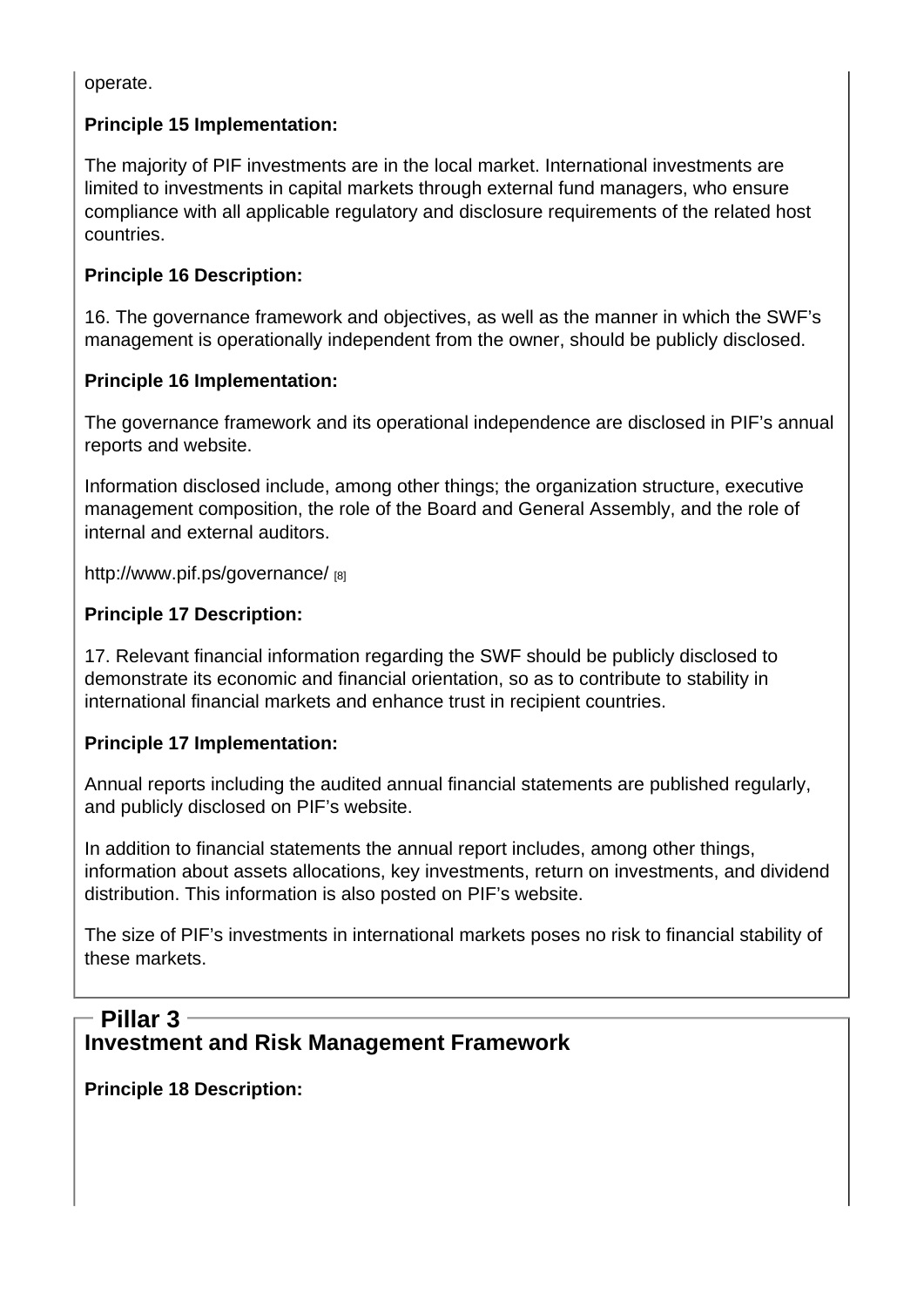operate.

**Principle 15 Implementation:**

The majority of PIF investments are in the local market. International investments are limited to investments in capital markets through external fund managers, who ensure compliance with all applicable regulatory and disclosure requirements of the related host countries.

**Principle 16 Description:**

16. The governance framework and objectives, as well as the manner in which the SWF's management is operationally independent from the owner, should be publicly disclosed.

**Principle 16 Implementation:**

The governance framework and its operational independence are disclosed in PIF's annual reports and website.

Information disclosed include, among other things; the organization structure, executive management composition, the role of the Board and General Assembly, and the role of internal and external auditors.

http://www.pif.ps/governance/ [8]

**Principle 17 Description:**

17. Relevant financial information regarding the SWF should be publicly disclosed to demonstrate its economic and financial orientation, so as to contribute to stability in international financial markets and enhance trust in recipient countries.

**Principle 17 Implementation:**

Annual reports including the audited annual financial statements are published regularly, and publicly disclosed on PIF's website.

In addition to financial statements the annual report includes, among other things, information about assets allocations, key investments, return on investments, and dividend distribution. This information is also posted on PIF's website.

The size of PIF's investments in international markets poses no risk to financial stability of these markets.

## Pillar 3

### Investment and Risk Management Framework

**Principle 18 Description:**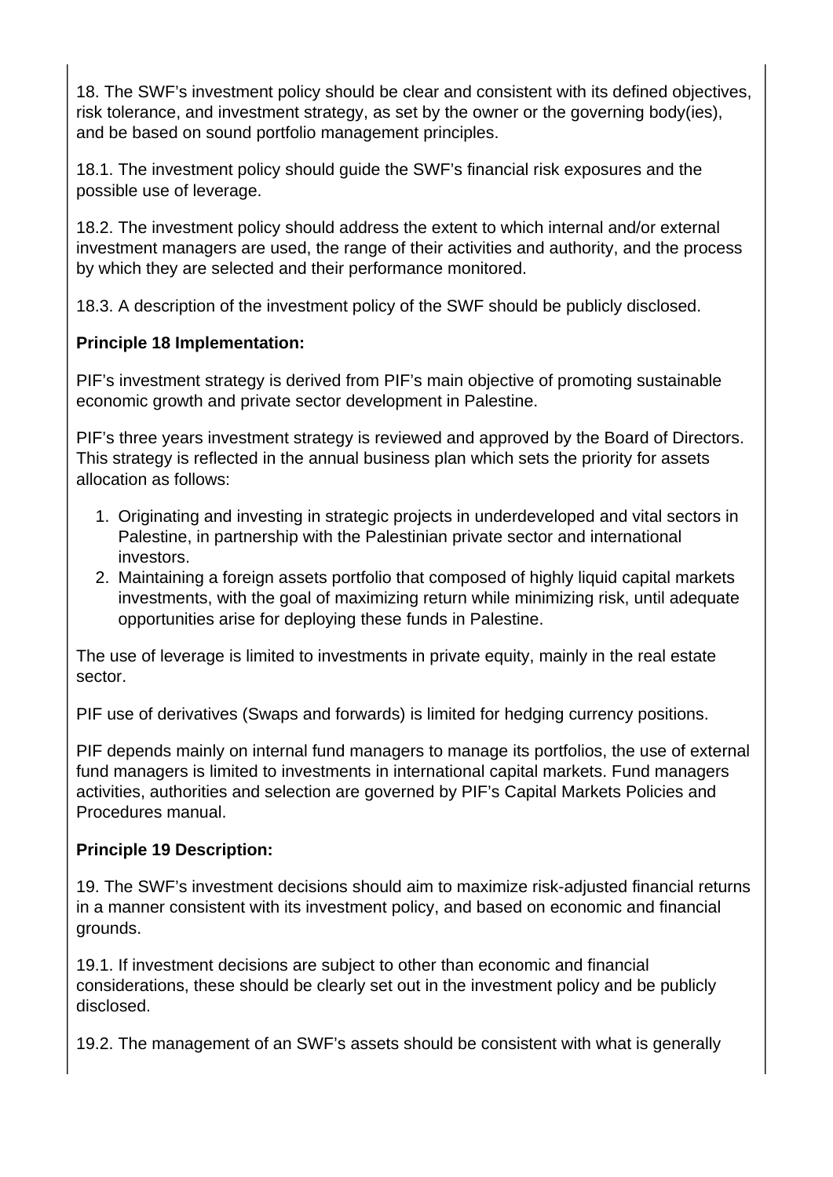18. The SWF's investment policy should be clear and consistent with its defined objectives, risk tolerance, and investment strategy, as set by the owner or the governing body(ies), and be based on sound portfolio management principles.

18.1. The investment policy should guide the SWF's financial risk exposures and the possible use of leverage.

18.2. The investment policy should address the extent to which internal and/or external investment managers are used, the range of their activities and authority, and the process by which they are selected and their performance monitored.

18.3. A description of the investment policy of the SWF should be publicly disclosed.

**Principle 18 Implementation:**

PIF's investment strategy is derived from PIF's main objective of promoting sustainable economic growth and private sector development in Palestine.

PIF's three years investment strategy is reviewed and approved by the Board of Directors. This strategy is reflected in the annual business plan which sets the priority for assets allocation as follows:

1. Originating and investing in strategic projects in underdeveloped and vital sectors in Palestine, in partnership with the Palestinian private sector and international investors.
2. Maintaining a foreign assets portfolio that composed of highly liquid capital markets investments, with the goal of maximizing return while minimizing risk, until adequate opportunities arise for deploying these funds in Palestine.

The use of leverage is limited to investments in private equity, mainly in the real estate sector.

PIF use of derivatives (Swaps and forwards) is limited for hedging currency positions.

PIF depends mainly on internal fund managers to manage its portfolios, the use of external fund managers is limited to investments in international capital markets. Fund managers activities, authorities and selection are governed by PIF's Capital Markets Policies and Procedures manual.

**Principle 19 Description:**

19. The SWF's investment decisions should aim to maximize risk-adjusted financial returns in a manner consistent with its investment policy, and based on economic and financial grounds.

19.1. If investment decisions are subject to other than economic and financial considerations, these should be clearly set out in the investment policy and be publicly disclosed.

19.2. The management of an SWF's assets should be consistent with what is generally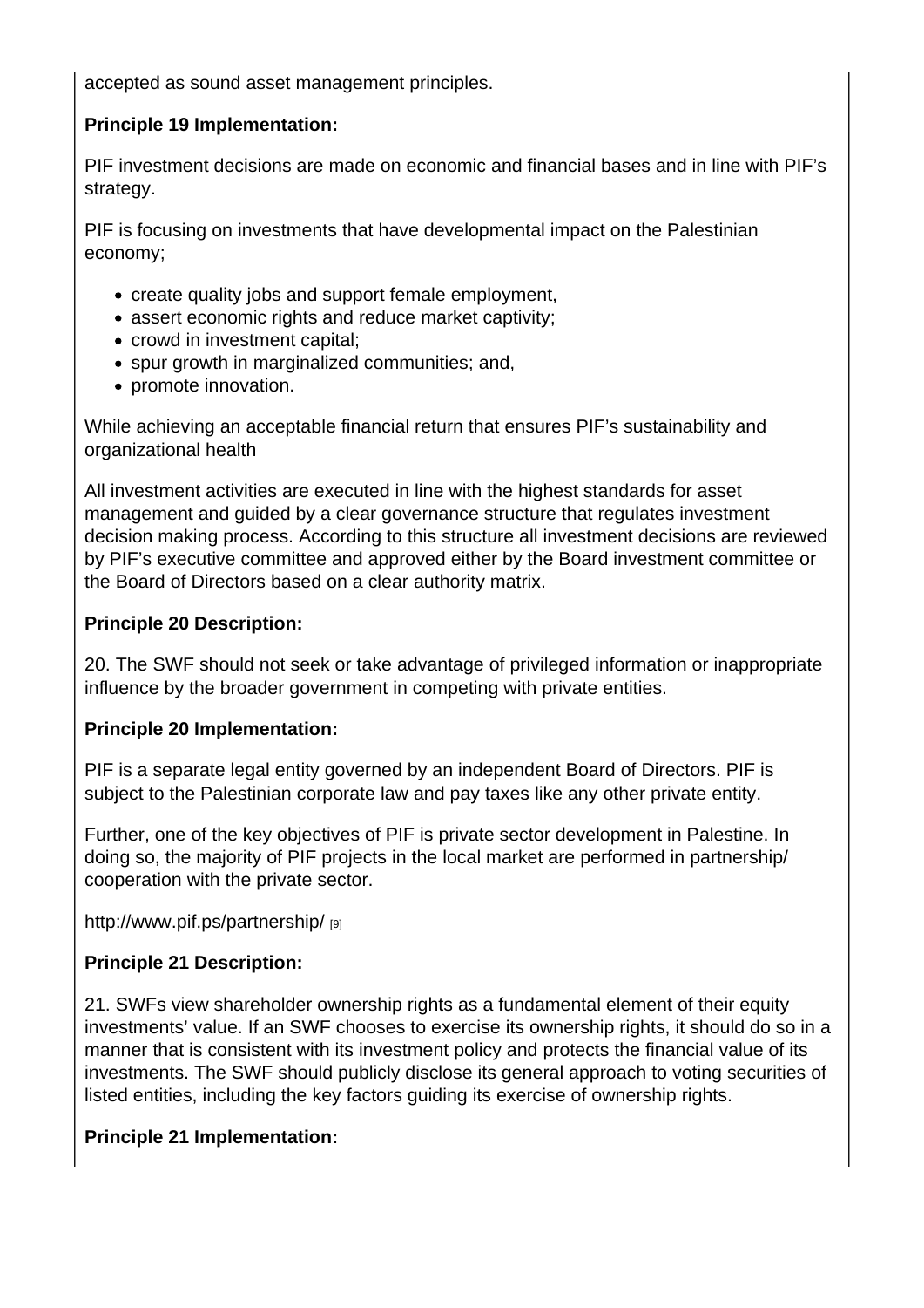accepted as sound asset management principles.

**Principle 19 Implementation:**

PIF investment decisions are made on economic and financial bases and in line with PIF's strategy.

PIF is focusing on investments that have developmental impact on the Palestinian economy;

- create quality jobs and support female employment,
- assert economic rights and reduce market captivity;
- crowd in investment capital;
- spur growth in marginalized communities; and,
- promote innovation.

While achieving an acceptable financial return that ensures PIF's sustainability and organizational health

All investment activities are executed in line with the highest standards for asset management and guided by a clear governance structure that regulates investment decision making process. According to this structure all investment decisions are reviewed by PIF's executive committee and approved either by the Board investment committee or the Board of Directors based on a clear authority matrix.

**Principle 20 Description:**

20. The SWF should not seek or take advantage of privileged information or inappropriate influence by the broader government in competing with private entities.

**Principle 20 Implementation:**

PIF is a separate legal entity governed by an independent Board of Directors. PIF is subject to the Palestinian corporate law and pay taxes like any other private entity.

Further, one of the key objectives of PIF is private sector development in Palestine. In doing so, the majority of PIF projects in the local market are performed in partnership/ cooperation with the private sector.

http://www.pif.ps/partnership/ [9]

**Principle 21 Description:**

21. SWFs view shareholder ownership rights as a fundamental element of their equity investments' value. If an SWF chooses to exercise its ownership rights, it should do so in a manner that is consistent with its investment policy and protects the financial value of its investments. The SWF should publicly disclose its general approach to voting securities of listed entities, including the key factors guiding its exercise of ownership rights.

**Principle 21 Implementation:**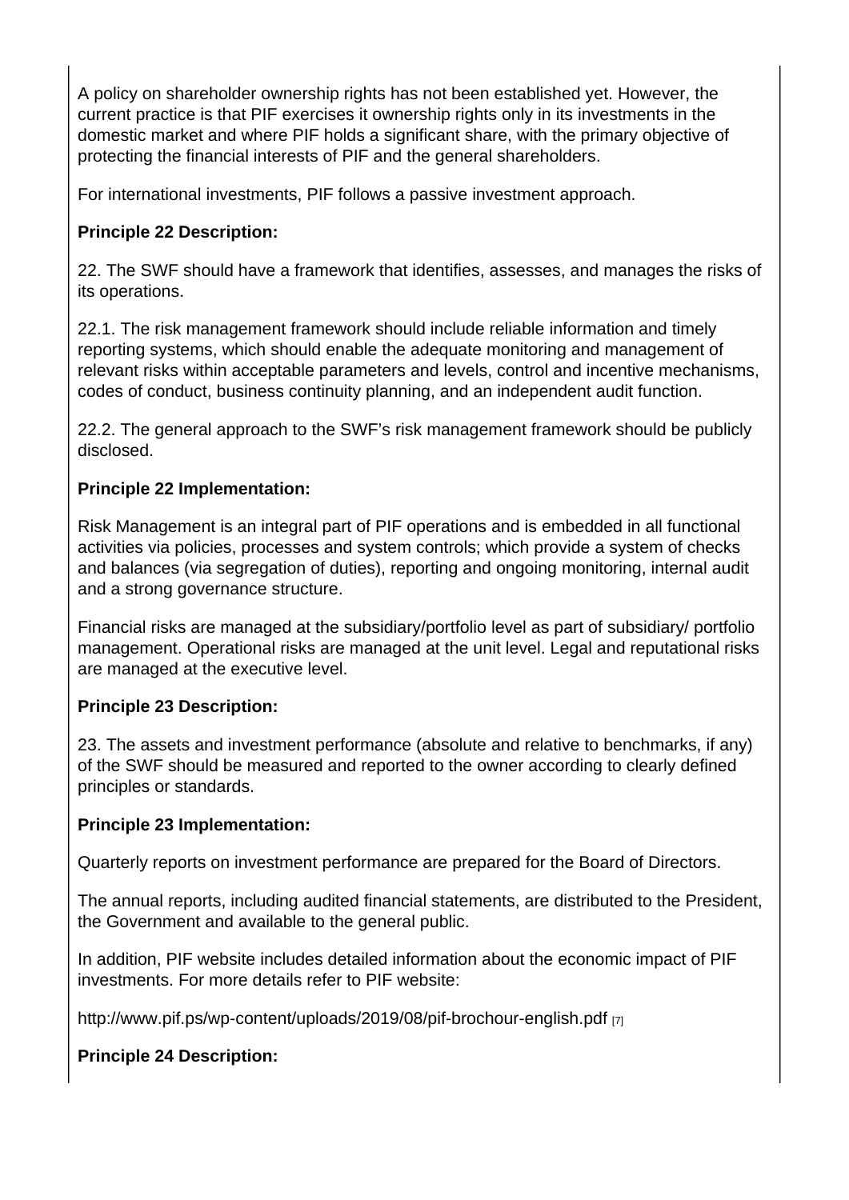A policy on shareholder ownership rights has not been established yet. However, the current practice is that PIF exercises it ownership rights only in its investments in the domestic market and where PIF holds a significant share, with the primary objective of protecting the financial interests of PIF and the general shareholders.

For international investments, PIF follows a passive investment approach.

**Principle 22 Description:**

22. The SWF should have a framework that identifies, assesses, and manages the risks of its operations.

22.1. The risk management framework should include reliable information and timely reporting systems, which should enable the adequate monitoring and management of relevant risks within acceptable parameters and levels, control and incentive mechanisms, codes of conduct, business continuity planning, and an independent audit function.

22.2. The general approach to the SWF's risk management framework should be publicly disclosed.

**Principle 22 Implementation:**

Risk Management is an integral part of PIF operations and is embedded in all functional activities via policies, processes and system controls; which provide a system of checks and balances (via segregation of duties), reporting and ongoing monitoring, internal audit and a strong governance structure.

Financial risks are managed at the subsidiary/portfolio level as part of subsidiary/ portfolio management. Operational risks are managed at the unit level. Legal and reputational risks are managed at the executive level.

**Principle 23 Description:**

23. The assets and investment performance (absolute and relative to benchmarks, if any) of the SWF should be measured and reported to the owner according to clearly defined principles or standards.

**Principle 23 Implementation:**

Quarterly reports on investment performance are prepared for the Board of Directors.

The annual reports, including audited financial statements, are distributed to the President, the Government and available to the general public.

In addition, PIF website includes detailed information about the economic impact of PIF investments. For more details refer to PIF website:

http://www.pif.ps/wp-content/uploads/2019/08/pif-brochour-english.pdf [7]

**Principle 24 Description:**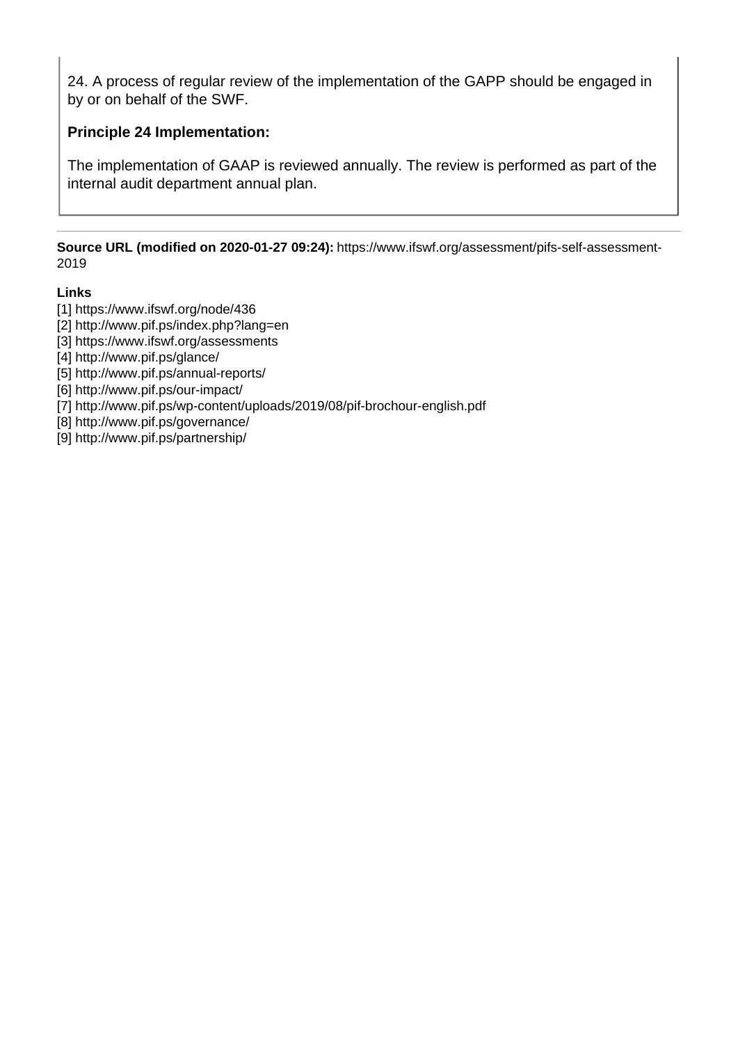24. A process of regular review of the implementation of the GAPP should be engaged in by or on behalf of the SWF.

**Principle 24 Implementation:**

The implementation of GAAP is reviewed annually. The review is performed as part of the internal audit department annual plan.

---

**Source URL (modified on 2020-01-27 09:24):** https://www.ifswf.org/assessment/pifs-self-assessment-2019

**Links**

[1] https://www.ifswf.org/node/436
[2] http://www.pif.ps/index.php?lang=en
[3] https://www.ifswf.org/assessments
[4] http://www.pif.ps/glance/
[5] http://www.pif.ps/annual-reports/
[6] http://www.pif.ps/our-impact/
[7] http://www.pif.ps/wp-content/uploads/2019/08/pif-brochour-english.pdf
[8] http://www.pif.ps/governance/
[9] http://www.pif.ps/partnership/